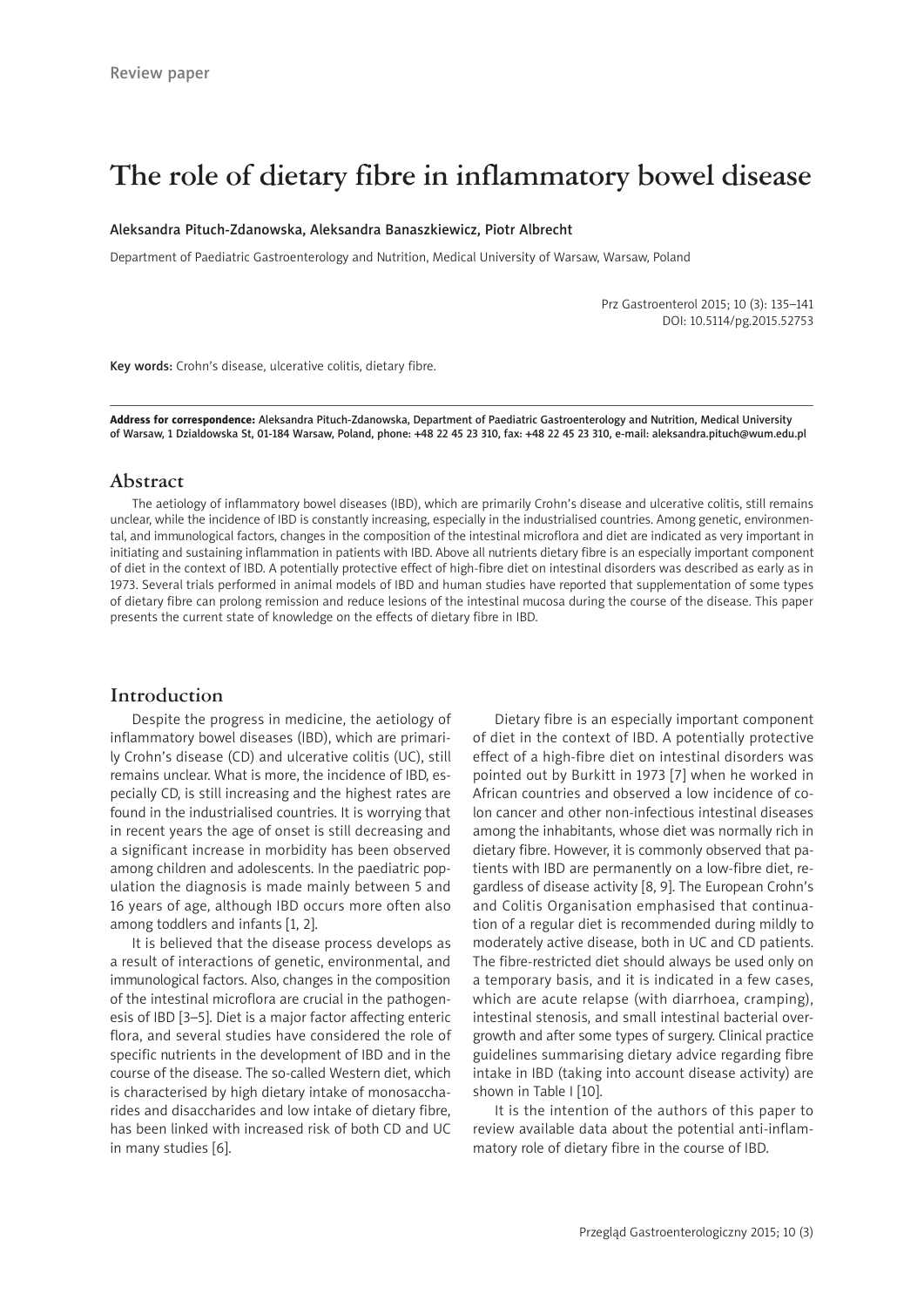Review paper

# The role of dietary fibre in inflammatory bowel disease

Aleksandra Pituch-Zdanowska, Aleksandra Banaszkiewicz, Piotr Albrecht

Department of Paediatric Gastroenterology and Nutrition, Medical University of Warsaw, Warsaw, Poland

Prz Gastroenterol 2015; 10 (3): 135–141
DOI: 10.5114/pg.2015.52753

**Key words:** Crohn's disease, ulcerative colitis, dietary fibre.

**Address for correspondence:** Aleksandra Pituch-Zdanowska, Department of Paediatric Gastroenterology and Nutrition, Medical University of Warsaw, 1 Dzialdowska St, 01-184 Warsaw, Poland, phone: +48 22 45 23 310, fax: +48 22 45 23 310, e-mail: aleksandra.pituch@wum.edu.pl

## Abstract

The aetiology of inflammatory bowel diseases (IBD), which are primarily Crohn's disease and ulcerative colitis, still remains unclear, while the incidence of IBD is constantly increasing, especially in the industrialised countries. Among genetic, environmental, and immunological factors, changes in the composition of the intestinal microflora and diet are indicated as very important in initiating and sustaining inflammation in patients with IBD. Above all nutrients dietary fibre is an especially important component of diet in the context of IBD. A potentially protective effect of high-fibre diet on intestinal disorders was described as early as in 1973. Several trials performed in animal models of IBD and human studies have reported that supplementation of some types of dietary fibre can prolong remission and reduce lesions of the intestinal mucosa during the course of the disease. This paper presents the current state of knowledge on the effects of dietary fibre in IBD.

## Introduction

Despite the progress in medicine, the aetiology of inflammatory bowel diseases (IBD), which are primarily Crohn's disease (CD) and ulcerative colitis (UC), still remains unclear. What is more, the incidence of IBD, especially CD, is still increasing and the highest rates are found in the industrialised countries. It is worrying that in recent years the age of onset is still decreasing and a significant increase in morbidity has been observed among children and adolescents. In the paediatric population the diagnosis is made mainly between 5 and 16 years of age, although IBD occurs more often also among toddlers and infants [1, 2].

It is believed that the disease process develops as a result of interactions of genetic, environmental, and immunological factors. Also, changes in the composition of the intestinal microflora are crucial in the pathogenesis of IBD [3–5]. Diet is a major factor affecting enteric flora, and several studies have considered the role of specific nutrients in the development of IBD and in the course of the disease. The so-called Western diet, which is characterised by high dietary intake of monosaccharides and disaccharides and low intake of dietary fibre, has been linked with increased risk of both CD and UC in many studies [6].

Dietary fibre is an especially important component of diet in the context of IBD. A potentially protective effect of a high-fibre diet on intestinal disorders was pointed out by Burkitt in 1973 [7] when he worked in African countries and observed a low incidence of colon cancer and other non-infectious intestinal diseases among the inhabitants, whose diet was normally rich in dietary fibre. However, it is commonly observed that patients with IBD are permanently on a low-fibre diet, regardless of disease activity [8, 9]. The European Crohn's and Colitis Organisation emphasised that continuation of a regular diet is recommended during mildly to moderately active disease, both in UC and CD patients. The fibre-restricted diet should always be used only on a temporary basis, and it is indicated in a few cases, which are acute relapse (with diarrhoea, cramping), intestinal stenosis, and small intestinal bacterial overgrowth and after some types of surgery. Clinical practice guidelines summarising dietary advice regarding fibre intake in IBD (taking into account disease activity) are shown in Table I [10].

It is the intention of the authors of this paper to review available data about the potential anti-inflammatory role of dietary fibre in the course of IBD.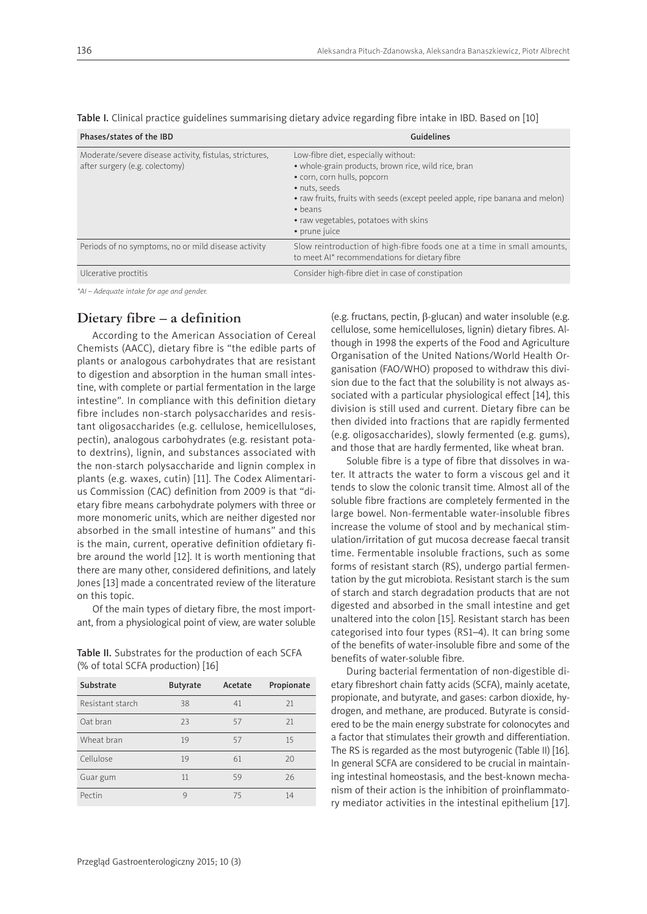Table I. Clinical practice guidelines summarising dietary advice regarding fibre intake in IBD. Based on [10]

| Phases/states of the IBD | Guidelines |
|---|---|
| Moderate/severe disease activity, fistulas, strictures, after surgery (e.g. colectomy) | Low-fibre diet, especially without:<br>• whole-grain products, brown rice, wild rice, bran<br>• corn, corn hulls, popcorn<br>• nuts, seeds<br>• raw fruits, fruits with seeds (except peeled apple, ripe banana and melon)<br>• beans<br>• raw vegetables, potatoes with skins<br>• prune juice |
| Periods of no symptoms, no or mild disease activity | Slow reintroduction of high-fibre foods one at a time in small amounts, to meet AI* recommendations for dietary fibre |
| Ulcerative proctitis | Consider high-fibre diet in case of constipation |

*AI – Adequate intake for age and gender.*

## Dietary fibre – a definition

According to the American Association of Cereal Chemists (AACC), dietary fibre is "the edible parts of plants or analogous carbohydrates that are resistant to digestion and absorption in the human small intestine, with complete or partial fermentation in the large intestine". In compliance with this definition dietary fibre includes non-starch polysaccharides and resistant oligosaccharides (e.g. cellulose, hemicelluloses, pectin), analogous carbohydrates (e.g. resistant potato dextrins), lignin, and substances associated with the non-starch polysaccharide and lignin complex in plants (e.g. waxes, cutin) [11]. The Codex Alimentarius Commission (CAC) definition from 2009 is that "dietary fibre means carbohydrate polymers with three or more monomeric units, which are neither digested nor absorbed in the small intestine of humans" and this is the main, current, operative definition ofdietary fibre around the world [12]. It is worth mentioning that there are many other, considered definitions, and lately Jones [13] made a concentrated review of the literature on this topic.

Of the main types of dietary fibre, the most important, from a physiological point of view, are water soluble (e.g. fructans, pectin, β-glucan) and water insoluble (e.g. cellulose, some hemicelluloses, lignin) dietary fibres. Although in 1998 the experts of the Food and Agriculture Organisation of the United Nations/World Health Organisation (FAO/WHO) proposed to withdraw this division due to the fact that the solubility is not always associated with a particular physiological effect [14], this division is still used and current. Dietary fibre can be then divided into fractions that are rapidly fermented (e.g. oligosaccharides), slowly fermented (e.g. gums), and those that are hardly fermented, like wheat bran.

Soluble fibre is a type of fibre that dissolves in water. It attracts the water to form a viscous gel and it tends to slow the colonic transit time. Almost all of the soluble fibre fractions are completely fermented in the large bowel. Non-fermentable water-insoluble fibres increase the volume of stool and by mechanical stimulation/irritation of gut mucosa decrease faecal transit time. Fermentable insoluble fractions, such as some forms of resistant starch (RS), undergo partial fermentation by the gut microbiota. Resistant starch is the sum of starch and starch degradation products that are not digested and absorbed in the small intestine and get unaltered into the colon [15]. Resistant starch has been categorised into four types (RS1–4). It can bring some of the benefits of water-insoluble fibre and some of the benefits of water-soluble fibre.

During bacterial fermentation of non-digestible dietary fibreshort chain fatty acids (SCFA), mainly acetate, propionate, and butyrate, and gases: carbon dioxide, hydrogen, and methane, are produced. Butyrate is considered to be the main energy substrate for colonocytes and a factor that stimulates their growth and differentiation. The RS is regarded as the most butyrogenic (Table II) [16]. In general SCFA are considered to be crucial in maintaining intestinal homeostasis, and the best-known mechanism of their action is the inhibition of proinflammatory mediator activities in the intestinal epithelium [17].

Table II. Substrates for the production of each SCFA (% of total SCFA production) [16]

| Substrate | Butyrate | Acetate | Propionate |
|---|---|---|---|
| Resistant starch | 38 | 41 | 21 |
| Oat bran | 23 | 57 | 21 |
| Wheat bran | 19 | 57 | 15 |
| Cellulose | 19 | 61 | 20 |
| Guar gum | 11 | 59 | 26 |
| Pectin | 9 | 75 | 14 |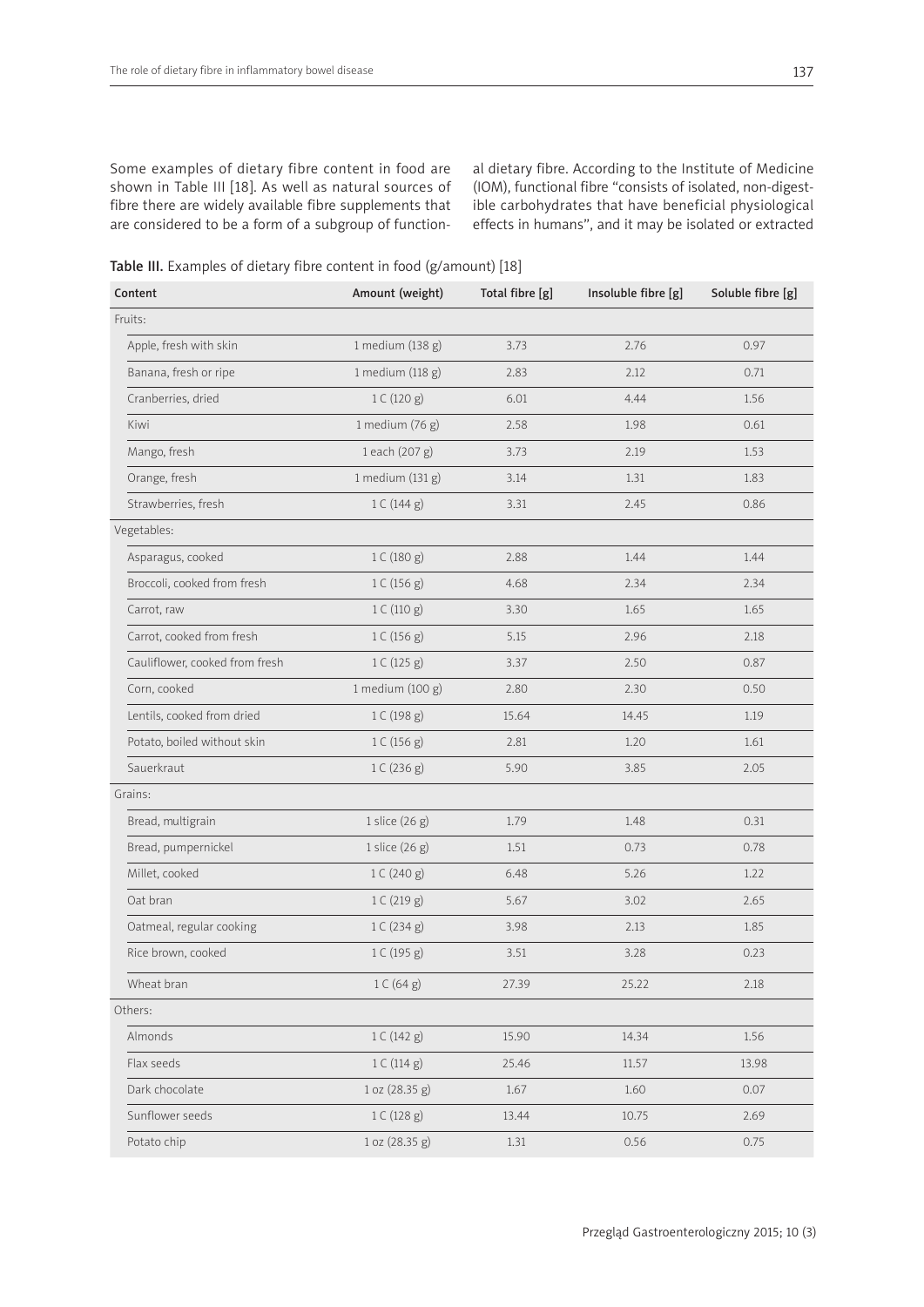Some examples of dietary fibre content in food are shown in Table III [18]. As well as natural sources of fibre there are widely available fibre supplements that are considered to be a form of a subgroup of functional dietary fibre. According to the Institute of Medicine (IOM), functional fibre "consists of isolated, non-digestible carbohydrates that have beneficial physiological effects in humans", and it may be isolated or extracted

**Table III.** Examples of dietary fibre content in food (g/amount) [18]

| Content | Amount (weight) | Total fibre [g] | Insoluble fibre [g] | Soluble fibre [g] |
|---|---|---|---|---|
| Fruits: | | | | |
| Apple, fresh with skin | 1 medium (138 g) | 3.73 | 2.76 | 0.97 |
| Banana, fresh or ripe | 1 medium (118 g) | 2.83 | 2.12 | 0.71 |
| Cranberries, dried | 1 C (120 g) | 6.01 | 4.44 | 1.56 |
| Kiwi | 1 medium (76 g) | 2.58 | 1.98 | 0.61 |
| Mango, fresh | 1 each (207 g) | 3.73 | 2.19 | 1.53 |
| Orange, fresh | 1 medium (131 g) | 3.14 | 1.31 | 1.83 |
| Strawberries, fresh | 1 C (144 g) | 3.31 | 2.45 | 0.86 |
| Vegetables: | | | | |
| Asparagus, cooked | 1 C (180 g) | 2.88 | 1.44 | 1.44 |
| Broccoli, cooked from fresh | 1 C (156 g) | 4.68 | 2.34 | 2.34 |
| Carrot, raw | 1 C (110 g) | 3.30 | 1.65 | 1.65 |
| Carrot, cooked from fresh | 1 C (156 g) | 5.15 | 2.96 | 2.18 |
| Cauliflower, cooked from fresh | 1 C (125 g) | 3.37 | 2.50 | 0.87 |
| Corn, cooked | 1 medium (100 g) | 2.80 | 2.30 | 0.50 |
| Lentils, cooked from dried | 1 C (198 g) | 15.64 | 14.45 | 1.19 |
| Potato, boiled without skin | 1 C (156 g) | 2.81 | 1.20 | 1.61 |
| Sauerkraut | 1 C (236 g) | 5.90 | 3.85 | 2.05 |
| Grains: | | | | |
| Bread, multigrain | 1 slice (26 g) | 1.79 | 1.48 | 0.31 |
| Bread, pumpernickel | 1 slice (26 g) | 1.51 | 0.73 | 0.78 |
| Millet, cooked | 1 C (240 g) | 6.48 | 5.26 | 1.22 |
| Oat bran | 1 C (219 g) | 5.67 | 3.02 | 2.65 |
| Oatmeal, regular cooking | 1 C (234 g) | 3.98 | 2.13 | 1.85 |
| Rice brown, cooked | 1 C (195 g) | 3.51 | 3.28 | 0.23 |
| Wheat bran | 1 C (64 g) | 27.39 | 25.22 | 2.18 |
| Others: | | | | |
| Almonds | 1 C (142 g) | 15.90 | 14.34 | 1.56 |
| Flax seeds | 1 C (114 g) | 25.46 | 11.57 | 13.98 |
| Dark chocolate | 1 oz (28.35 g) | 1.67 | 1.60 | 0.07 |
| Sunflower seeds | 1 C (128 g) | 13.44 | 10.75 | 2.69 |
| Potato chip | 1 oz (28.35 g) | 1.31 | 0.56 | 0.75 |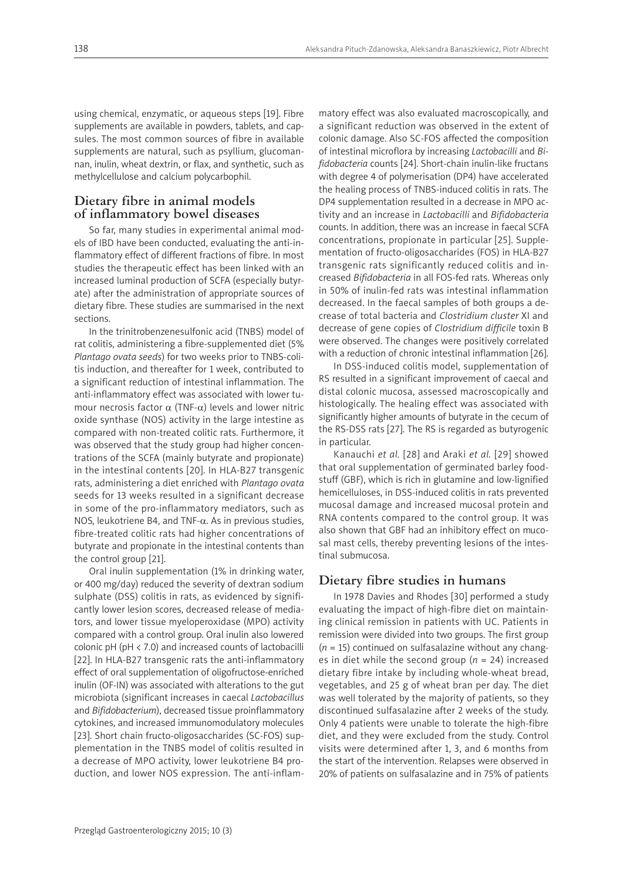using chemical, enzymatic, or aqueous steps [19]. Fibre supplements are available in powders, tablets, and capsules. The most common sources of fibre in available supplements are natural, such as psyllium, glucomannan, inulin, wheat dextrin, or flax, and synthetic, such as methylcellulose and calcium polycarbophil.

## Dietary fibre in animal models of inflammatory bowel diseases

So far, many studies in experimental animal models of IBD have been conducted, evaluating the anti-inflammatory effect of different fractions of fibre. In most studies the therapeutic effect has been linked with an increased luminal production of SCFA (especially butyrate) after the administration of appropriate sources of dietary fibre. These studies are summarised in the next sections.

In the trinitrobenzenesulfonic acid (TNBS) model of rat colitis, administering a fibre-supplemented diet (5% *Plantago ovata seeds*) for two weeks prior to TNBS-colitis induction, and thereafter for 1 week, contributed to a significant reduction of intestinal inflammation. The anti-inflammatory effect was associated with lower tumour necrosis factor α (TNF-α) levels and lower nitric oxide synthase (NOS) activity in the large intestine as compared with non-treated colitic rats. Furthermore, it was observed that the study group had higher concentrations of the SCFA (mainly butyrate and propionate) in the intestinal contents [20]. In HLA-B27 transgenic rats, administering a diet enriched with *Plantago ovata* seeds for 13 weeks resulted in a significant decrease in some of the pro-inflammatory mediators, such as NOS, leukotriene B4, and TNF-α. As in previous studies, fibre-treated colitic rats had higher concentrations of butyrate and propionate in the intestinal contents than the control group [21].

Oral inulin supplementation (1% in drinking water, or 400 mg/day) reduced the severity of dextran sodium sulphate (DSS) colitis in rats, as evidenced by significantly lower lesion scores, decreased release of mediators, and lower tissue myeloperoxidase (MPO) activity compared with a control group. Oral inulin also lowered colonic pH (pH < 7.0) and increased counts of lactobacilli [22]. In HLA-B27 transgenic rats the anti-inflammatory effect of oral supplementation of oligofructose-enriched inulin (OF-IN) was associated with alterations to the gut microbiota (significant increases in caecal *Lactobacillus* and *Bifidobacterium*), decreased tissue proinflammatory cytokines, and increased immunomodulatory molecules [23]. Short chain fructo-oligosaccharides (SC-FOS) supplementation in the TNBS model of colitis resulted in a decrease of MPO activity, lower leukotriene B4 production, and lower NOS expression. The anti-inflammatory effect was also evaluated macroscopically, and a significant reduction was observed in the extent of colonic damage. Also SC-FOS affected the composition of intestinal microflora by increasing *Lactobacilli* and *Bifidobacteria* counts [24]. Short-chain inulin-like fructans with degree 4 of polymerisation (DP4) have accelerated the healing process of TNBS-induced colitis in rats. The DP4 supplementation resulted in a decrease in MPO activity and an increase in *Lactobacilli* and *Bifidobacteria* counts. In addition, there was an increase in faecal SCFA concentrations, propionate in particular [25]. Supplementation of fructo-oligosaccharides (FOS) in HLA-B27 transgenic rats significantly reduced colitis and increased *Bifidobacteria* in all FOS-fed rats. Whereas only in 50% of inulin-fed rats was intestinal inflammation decreased. In the faecal samples of both groups a decrease of total bacteria and *Clostridium cluster* XI and decrease of gene copies of *Clostridium difficile* toxin B were observed. The changes were positively correlated with a reduction of chronic intestinal inflammation [26].

In DSS-induced colitis model, supplementation of RS resulted in a significant improvement of caecal and distal colonic mucosa, assessed macroscopically and histologically. The healing effect was associated with significantly higher amounts of butyrate in the cecum of the RS-DSS rats [27]. The RS is regarded as butyrogenic in particular.

Kanauchi *et al*. [28] and Araki *et al*. [29] showed that oral supplementation of germinated barley foodstuff (GBF), which is rich in glutamine and low-lignified hemicelluloses, in DSS-induced colitis in rats prevented mucosal damage and increased mucosal protein and RNA contents compared to the control group. It was also shown that GBF had an inhibitory effect on mucosal mast cells, thereby preventing lesions of the intestinal submucosa.

## Dietary fibre studies in humans

In 1978 Davies and Rhodes [30] performed a study evaluating the impact of high-fibre diet on maintaining clinical remission in patients with UC. Patients in remission were divided into two groups. The first group ($n$ = 15) continued on sulfasalazine without any changes in diet while the second group ($n$ = 24) increased dietary fibre intake by including whole-wheat bread, vegetables, and 25 g of wheat bran per day. The diet was well tolerated by the majority of patients, so they discontinued sulfasalazine after 2 weeks of the study. Only 4 patients were unable to tolerate the high-fibre diet, and they were excluded from the study. Control visits were determined after 1, 3, and 6 months from the start of the intervention. Relapses were observed in 20% of patients on sulfasalazine and in 75% of patients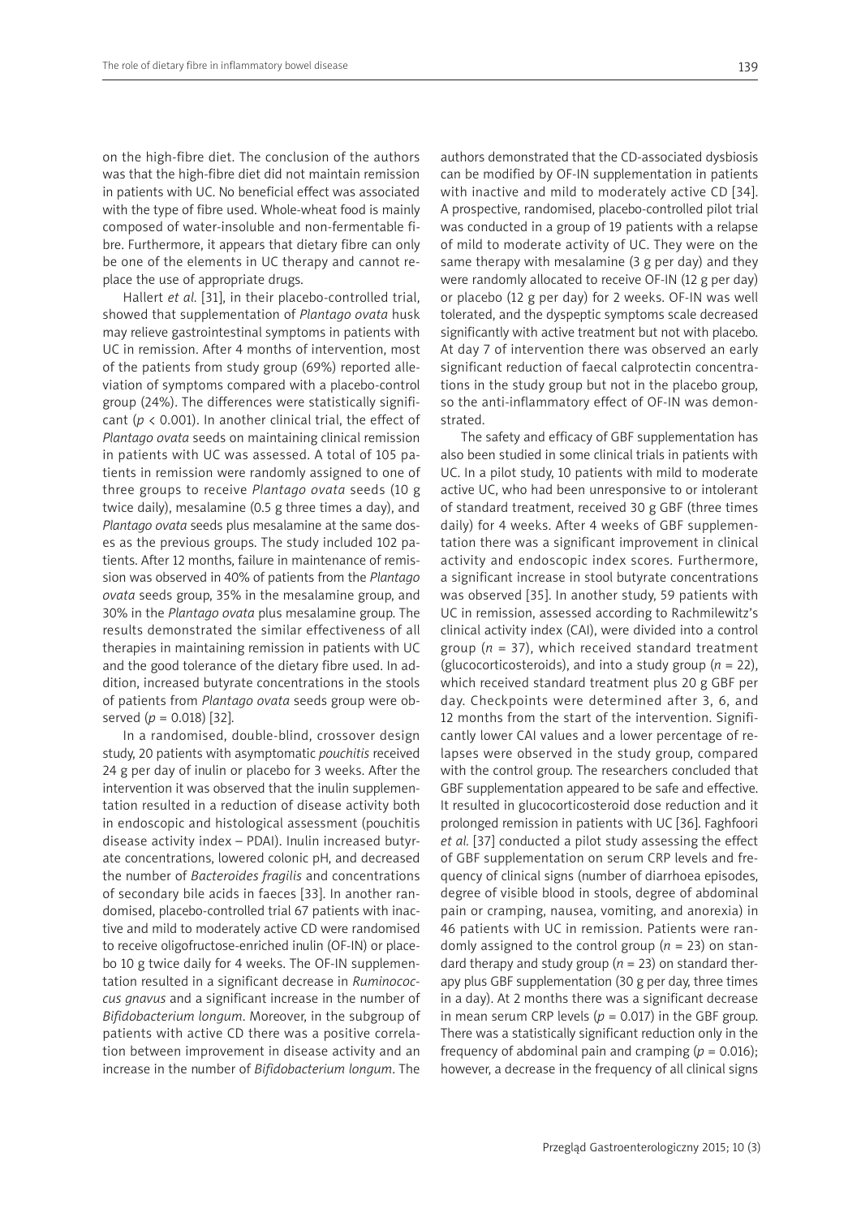on the high-fibre diet. The conclusion of the authors was that the high-fibre diet did not maintain remission in patients with UC. No beneficial effect was associated with the type of fibre used. Whole-wheat food is mainly composed of water-insoluble and non-fermentable fibre. Furthermore, it appears that dietary fibre can only be one of the elements in UC therapy and cannot replace the use of appropriate drugs.

Hallert *et al.* [31], in their placebo-controlled trial, showed that supplementation of *Plantago ovata* husk may relieve gastrointestinal symptoms in patients with UC in remission. After 4 months of intervention, most of the patients from study group (69%) reported alleviation of symptoms compared with a placebo-control group (24%). The differences were statistically significant ($p < 0.001$). In another clinical trial, the effect of *Plantago ovata* seeds on maintaining clinical remission in patients with UC was assessed. A total of 105 patients in remission were randomly assigned to one of three groups to receive *Plantago ovata* seeds (10 g twice daily), mesalamine (0.5 g three times a day), and *Plantago ovata* seeds plus mesalamine at the same doses as the previous groups. The study included 102 patients. After 12 months, failure in maintenance of remission was observed in 40% of patients from the *Plantago ovata* seeds group, 35% in the mesalamine group, and 30% in the *Plantago ovata* plus mesalamine group. The results demonstrated the similar effectiveness of all therapies in maintaining remission in patients with UC and the good tolerance of the dietary fibre used. In addition, increased butyrate concentrations in the stools of patients from *Plantago ovata* seeds group were observed ($p = 0.018$) [32].

In a randomised, double-blind, crossover design study, 20 patients with asymptomatic *pouchitis* received 24 g per day of inulin or placebo for 3 weeks. After the intervention it was observed that the inulin supplementation resulted in a reduction of disease activity both in endoscopic and histological assessment (pouchitis disease activity index – PDAI). Inulin increased butyrate concentrations, lowered colonic pH, and decreased the number of *Bacteroides fragilis* and concentrations of secondary bile acids in faeces [33]. In another randomised, placebo-controlled trial 67 patients with inactive and mild to moderately active CD were randomised to receive oligofructose-enriched inulin (OF-IN) or placebo 10 g twice daily for 4 weeks. The OF-IN supplementation resulted in a significant decrease in *Ruminococcus gnavus* and a significant increase in the number of *Bifidobacterium longum*. Moreover, in the subgroup of patients with active CD there was a positive correlation between improvement in disease activity and an increase in the number of *Bifidobacterium longum*. The authors demonstrated that the CD-associated dysbiosis can be modified by OF-IN supplementation in patients with inactive and mild to moderately active CD [34]. A prospective, randomised, placebo-controlled pilot trial was conducted in a group of 19 patients with a relapse of mild to moderate activity of UC. They were on the same therapy with mesalamine (3 g per day) and they were randomly allocated to receive OF-IN (12 g per day) or placebo (12 g per day) for 2 weeks. OF-IN was well tolerated, and the dyspeptic symptoms scale decreased significantly with active treatment but not with placebo. At day 7 of intervention there was observed an early significant reduction of faecal calprotectin concentrations in the study group but not in the placebo group, so the anti-inflammatory effect of OF-IN was demonstrated.

The safety and efficacy of GBF supplementation has also been studied in some clinical trials in patients with UC. In a pilot study, 10 patients with mild to moderate active UC, who had been unresponsive to or intolerant of standard treatment, received 30 g GBF (three times daily) for 4 weeks. After 4 weeks of GBF supplementation there was a significant improvement in clinical activity and endoscopic index scores. Furthermore, a significant increase in stool butyrate concentrations was observed [35]. In another study, 59 patients with UC in remission, assessed according to Rachmilewitz's clinical activity index (CAI), were divided into a control group ($n = 37$), which received standard treatment (glucocorticosteroids), and into a study group ($n = 22$), which received standard treatment plus 20 g GBF per day. Checkpoints were determined after 3, 6, and 12 months from the start of the intervention. Significantly lower CAI values and a lower percentage of relapses were observed in the study group, compared with the control group. The researchers concluded that GBF supplementation appeared to be safe and effective. It resulted in glucocorticosteroid dose reduction and it prolonged remission in patients with UC [36]. Faghfoori *et al.* [37] conducted a pilot study assessing the effect of GBF supplementation on serum CRP levels and frequency of clinical signs (number of diarrhoea episodes, degree of visible blood in stools, degree of abdominal pain or cramping, nausea, vomiting, and anorexia) in 46 patients with UC in remission. Patients were randomly assigned to the control group ($n = 23$) on standard therapy and study group ($n = 23$) on standard therapy plus GBF supplementation (30 g per day, three times in a day). At 2 months there was a significant decrease in mean serum CRP levels ($p = 0.017$) in the GBF group. There was a statistically significant reduction only in the frequency of abdominal pain and cramping ($p = 0.016$); however, a decrease in the frequency of all clinical signs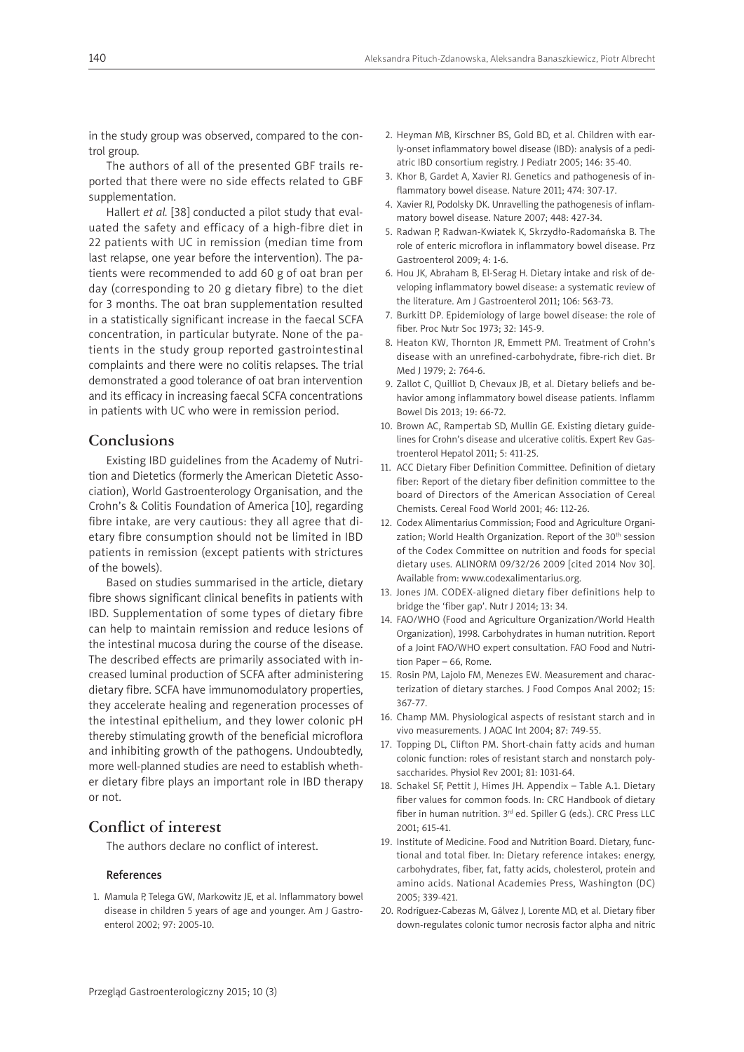in the study group was observed, compared to the control group.

The authors of all of the presented GBF trails reported that there were no side effects related to GBF supplementation.

Hallert *et al.* [38] conducted a pilot study that evaluated the safety and efficacy of a high-fibre diet in 22 patients with UC in remission (median time from last relapse, one year before the intervention). The patients were recommended to add 60 g of oat bran per day (corresponding to 20 g dietary fibre) to the diet for 3 months. The oat bran supplementation resulted in a statistically significant increase in the faecal SCFA concentration, in particular butyrate. None of the patients in the study group reported gastrointestinal complaints and there were no colitis relapses. The trial demonstrated a good tolerance of oat bran intervention and its efficacy in increasing faecal SCFA concentrations in patients with UC who were in remission period.

## Conclusions

Existing IBD guidelines from the Academy of Nutrition and Dietetics (formerly the American Dietetic Association), World Gastroenterology Organisation, and the Crohn's & Colitis Foundation of America [10], regarding fibre intake, are very cautious: they all agree that dietary fibre consumption should not be limited in IBD patients in remission (except patients with strictures of the bowels).

Based on studies summarised in the article, dietary fibre shows significant clinical benefits in patients with IBD. Supplementation of some types of dietary fibre can help to maintain remission and reduce lesions of the intestinal mucosa during the course of the disease. The described effects are primarily associated with increased luminal production of SCFA after administering dietary fibre. SCFA have immunomodulatory properties, they accelerate healing and regeneration processes of the intestinal epithelium, and they lower colonic pH thereby stimulating growth of the beneficial microflora and inhibiting growth of the pathogens. Undoubtedly, more well-planned studies are need to establish whether dietary fibre plays an important role in IBD therapy or not.

## Conflict of interest

The authors declare no conflict of interest.

### References

1. Mamula P, Telega GW, Markowitz JE, et al. Inflammatory bowel disease in children 5 years of age and younger. Am J Gastroenterol 2002; 97: 2005-10.
2. Heyman MB, Kirschner BS, Gold BD, et al. Children with early-onset inflammatory bowel disease (IBD): analysis of a pediatric IBD consortium registry. J Pediatr 2005; 146: 35-40.
3. Khor B, Gardet A, Xavier RJ. Genetics and pathogenesis of inflammatory bowel disease. Nature 2011; 474: 307-17.
4. Xavier RJ, Podolsky DK. Unravelling the pathogenesis of inflammatory bowel disease. Nature 2007; 448: 427-34.
5. Radwan P, Radwan-Kwiatek K, Skrzydło-Radomańska B. The role of enteric microflora in inflammatory bowel disease. Prz Gastroenterol 2009; 4: 1-6.
6. Hou JK, Abraham B, El-Serag H. Dietary intake and risk of developing inflammatory bowel disease: a systematic review of the literature. Am J Gastroenterol 2011; 106: 563-73.
7. Burkitt DP. Epidemiology of large bowel disease: the role of fiber. Proc Nutr Soc 1973; 32: 145-9.
8. Heaton KW, Thornton JR, Emmett PM. Treatment of Crohn's disease with an unrefined-carbohydrate, fibre-rich diet. Br Med J 1979; 2: 764-6.
9. Zallot C, Quilliot D, Chevaux JB, et al. Dietary beliefs and behavior among inflammatory bowel disease patients. Inflamm Bowel Dis 2013; 19: 66-72.
10. Brown AC, Rampertab SD, Mullin GE. Existing dietary guidelines for Crohn's disease and ulcerative colitis. Expert Rev Gastroenterol Hepatol 2011; 5: 411-25.
11. ACC Dietary Fiber Definition Committee. Definition of dietary fiber: Report of the dietary fiber definition committee to the board of Directors of the American Association of Cereal Chemists. Cereal Food World 2001; 46: 112-26.
12. Codex Alimentarius Commission; Food and Agriculture Organization; World Health Organization. Report of the 30th session of the Codex Committee on nutrition and foods for special dietary uses. ALINORM 09/32/26 2009 [cited 2014 Nov 30]. Available from: www.codexalimentarius.org.
13. Jones JM. CODEX-aligned dietary fiber definitions help to bridge the 'fiber gap'. Nutr J 2014; 13: 34.
14. FAO/WHO (Food and Agriculture Organization/World Health Organization), 1998. Carbohydrates in human nutrition. Report of a Joint FAO/WHO expert consultation. FAO Food and Nutrition Paper – 66, Rome.
15. Rosin PM, Lajolo FM, Menezes EW. Measurement and characterization of dietary starches. J Food Compos Anal 2002; 15: 367-77.
16. Champ MM. Physiological aspects of resistant starch and in vivo measurements. J AOAC Int 2004; 87: 749-55.
17. Topping DL, Clifton PM. Short-chain fatty acids and human colonic function: roles of resistant starch and nonstarch polysaccharides. Physiol Rev 2001; 81: 1031-64.
18. Schakel SF, Pettit J, Himes JH. Appendix – Table A.1. Dietary fiber values for common foods. In: CRC Handbook of dietary fiber in human nutrition. 3rd ed. Spiller G (eds.). CRC Press LLC 2001; 615-41.
19. Institute of Medicine. Food and Nutrition Board. Dietary, functional and total fiber. In: Dietary reference intakes: energy, carbohydrates, fiber, fat, fatty acids, cholesterol, protein and amino acids. National Academies Press, Washington (DC) 2005; 339-421.
20. Rodríguez-Cabezas M, Gálvez J, Lorente MD, et al. Dietary fiber down-regulates colonic tumor necrosis factor alpha and nitric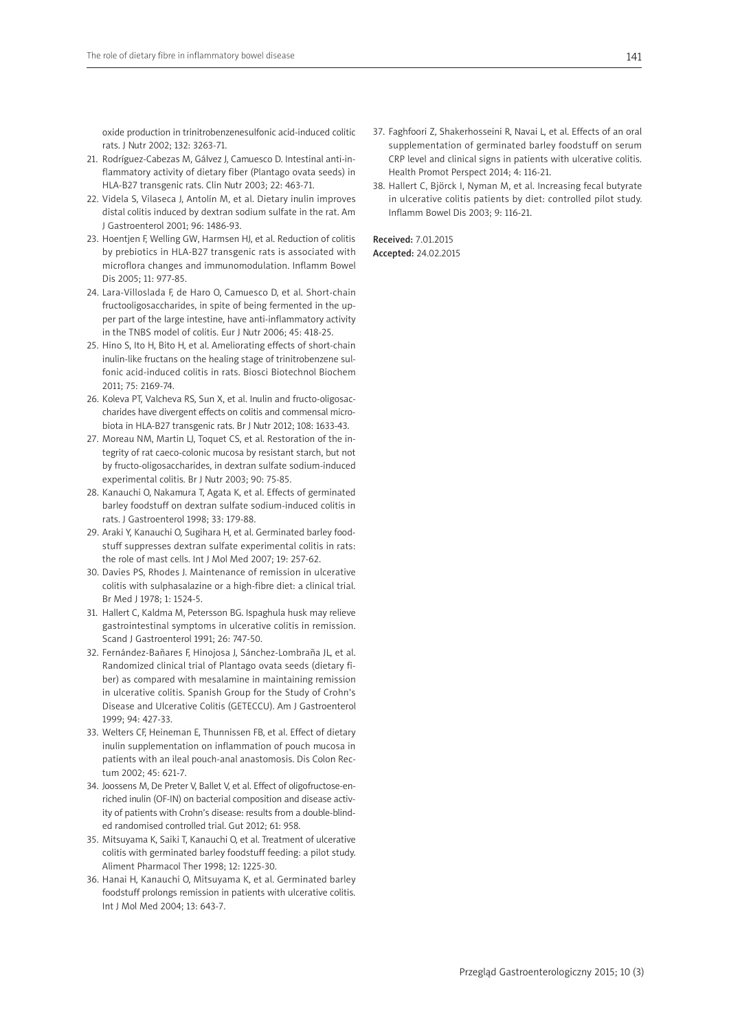oxide production in trinitrobenzenesulfonic acid-induced colitic rats. J Nutr 2002; 132: 3263-71.

21. Rodríguez-Cabezas M, Gálvez J, Camuesco D. Intestinal anti-inflammatory activity of dietary fiber (Plantago ovata seeds) in HLA-B27 transgenic rats. Clin Nutr 2003; 22: 463-71.
22. Videla S, Vilaseca J, Antolín M, et al. Dietary inulin improves distal colitis induced by dextran sodium sulfate in the rat. Am J Gastroenterol 2001; 96: 1486-93.
23. Hoentjen F, Welling GW, Harmsen HJ, et al. Reduction of colitis by prebiotics in HLA-B27 transgenic rats is associated with microflora changes and immunomodulation. Inflamm Bowel Dis 2005; 11: 977-85.
24. Lara-Villoslada F, de Haro O, Camuesco D, et al. Short-chain fructooligosaccharides, in spite of being fermented in the upper part of the large intestine, have anti-inflammatory activity in the TNBS model of colitis. Eur J Nutr 2006; 45: 418-25.
25. Hino S, Ito H, Bito H, et al. Ameliorating effects of short-chain inulin-like fructans on the healing stage of trinitrobenzene sulfonic acid-induced colitis in rats. Biosci Biotechnol Biochem 2011; 75: 2169-74.
26. Koleva PT, Valcheva RS, Sun X, et al. Inulin and fructo-oligosaccharides have divergent effects on colitis and commensal microbiota in HLA-B27 transgenic rats. Br J Nutr 2012; 108: 1633-43.
27. Moreau NM, Martin LJ, Toquet CS, et al. Restoration of the integrity of rat caeco-colonic mucosa by resistant starch, but not by fructo-oligosaccharides, in dextran sulfate sodium-induced experimental colitis. Br J Nutr 2003; 90: 75-85.
28. Kanauchi O, Nakamura T, Agata K, et al. Effects of germinated barley foodstuff on dextran sulfate sodium-induced colitis in rats. J Gastroenterol 1998; 33: 179-88.
29. Araki Y, Kanauchi O, Sugihara H, et al. Germinated barley foodstuff suppresses dextran sulfate experimental colitis in rats: the role of mast cells. Int J Mol Med 2007; 19: 257-62.
30. Davies PS, Rhodes J. Maintenance of remission in ulcerative colitis with sulphasalazine or a high-fibre diet: a clinical trial. Br Med J 1978; 1: 1524-5.
31. Hallert C, Kaldma M, Petersson BG. Ispaghula husk may relieve gastrointestinal symptoms in ulcerative colitis in remission. Scand J Gastroenterol 1991; 26: 747-50.
32. Fernández-Bañares F, Hinojosa J, Sánchez-Lombraña JL, et al. Randomized clinical trial of Plantago ovata seeds (dietary fiber) as compared with mesalamine in maintaining remission in ulcerative colitis. Spanish Group for the Study of Crohn's Disease and Ulcerative Colitis (GETECCU). Am J Gastroenterol 1999; 94: 427-33.
33. Welters CF, Heineman E, Thunnissen FB, et al. Effect of dietary inulin supplementation on inflammation of pouch mucosa in patients with an ileal pouch-anal anastomosis. Dis Colon Rectum 2002; 45: 621-7.
34. Joossens M, De Preter V, Ballet V, et al. Effect of oligofructose-enriched inulin (OF-IN) on bacterial composition and disease activity of patients with Crohn's disease: results from a double-blinded randomised controlled trial. Gut 2012; 61: 958.
35. Mitsuyama K, Saiki T, Kanauchi O, et al. Treatment of ulcerative colitis with germinated barley foodstuff feeding: a pilot study. Aliment Pharmacol Ther 1998; 12: 1225-30.
36. Hanai H, Kanauchi O, Mitsuyama K, et al. Germinated barley foodstuff prolongs remission in patients with ulcerative colitis. Int J Mol Med 2004; 13: 643-7.
37. Faghfoori Z, Shakerhosseini R, Navai L, et al. Effects of an oral supplementation of germinated barley foodstuff on serum CRP level and clinical signs in patients with ulcerative colitis. Health Promot Perspect 2014; 4: 116-21.
38. Hallert C, Björck I, Nyman M, et al. Increasing fecal butyrate in ulcerative colitis patients by diet: controlled pilot study. Inflamm Bowel Dis 2003; 9: 116-21.

**Received:** 7.01.2015
**Accepted:** 24.02.2015